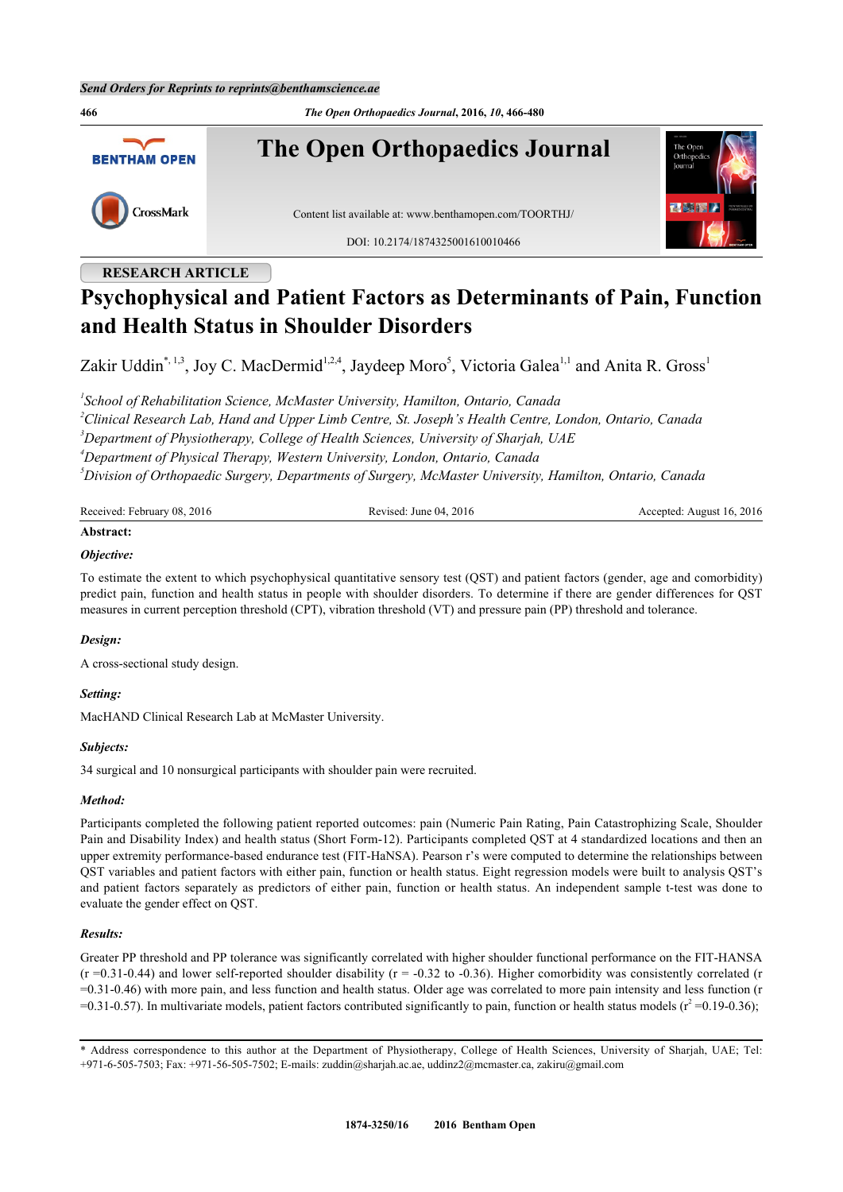Send Orders for Reprints to reprints@benthamscience.ae

RESEARCH ARTICLE

# Psychophysical and Patient Factors as Determinants of Pain, Function and Health Status in Shoulder Disorders

Zakir Uddin[*, 1,3], Joy C. MacDermid[1,2,4], Jaydeep Moro[5], Victoria Galea[1,1] and Anita R. Gross[1]

[1]*School of Rehabilitation Science, McMaster University, Hamilton, Ontario, Canada*
[2]*Clinical Research Lab, Hand and Upper Limb Centre, St. Joseph's Health Centre, London, Ontario, Canada*
[3]*Department of Physiotherapy, College of Health Sciences, University of Sharjah, UAE*
[4]*Department of Physical Therapy, Western University, London, Ontario, Canada*
[5]*Division of Orthopaedic Surgery, Departments of Surgery, McMaster University, Hamilton, Ontario, Canada*

Received: February 08, 2016 | Revised: June 04, 2016 | Accepted: August 16, 2016

**Abstract:**

***Objective:***

To estimate the extent to which psychophysical quantitative sensory test (QST) and patient factors (gender, age and comorbidity) predict pain, function and health status in people with shoulder disorders. To determine if there are gender differences for QST measures in current perception threshold (CPT), vibration threshold (VT) and pressure pain (PP) threshold and tolerance.

***Design:***

A cross-sectional study design.

***Setting:***

MacHAND Clinical Research Lab at McMaster University.

***Subjects:***

34 surgical and 10 nonsurgical participants with shoulder pain were recruited.

***Method:***

Participants completed the following patient reported outcomes: pain (Numeric Pain Rating, Pain Catastrophizing Scale, Shoulder Pain and Disability Index) and health status (Short Form-12). Participants completed QST at 4 standardized locations and then an upper extremity performance-based endurance test (FIT-HaNSA). Pearson r's were computed to determine the relationships between QST variables and patient factors with either pain, function or health status. Eight regression models were built to analysis QST's and patient factors separately as predictors of either pain, function or health status. An independent sample t-test was done to evaluate the gender effect on QST.

***Results:***

Greater PP threshold and PP tolerance was significantly correlated with higher shoulder functional performance on the FIT-HANSA (r =0.31-0.44) and lower self-reported shoulder disability (r = -0.32 to -0.36). Higher comorbidity was consistently correlated (r =0.31-0.46) with more pain, and less function and health status. Older age was correlated to more pain intensity and less function (r =0.31-0.57). In multivariate models, patient factors contributed significantly to pain, function or health status models ($r^2$ =0.19-0.36);

* Address correspondence to this author at the Department of Physiotherapy, College of Health Sciences, University of Sharjah, UAE; Tel: +971-6-505-7503; Fax: +971-56-505-7502; E-mails: zuddin@sharjah.ac.ae, uddinz2@mcmaster.ca, zakiru@gmail.com

1874-3250/16 2016 Bentham Open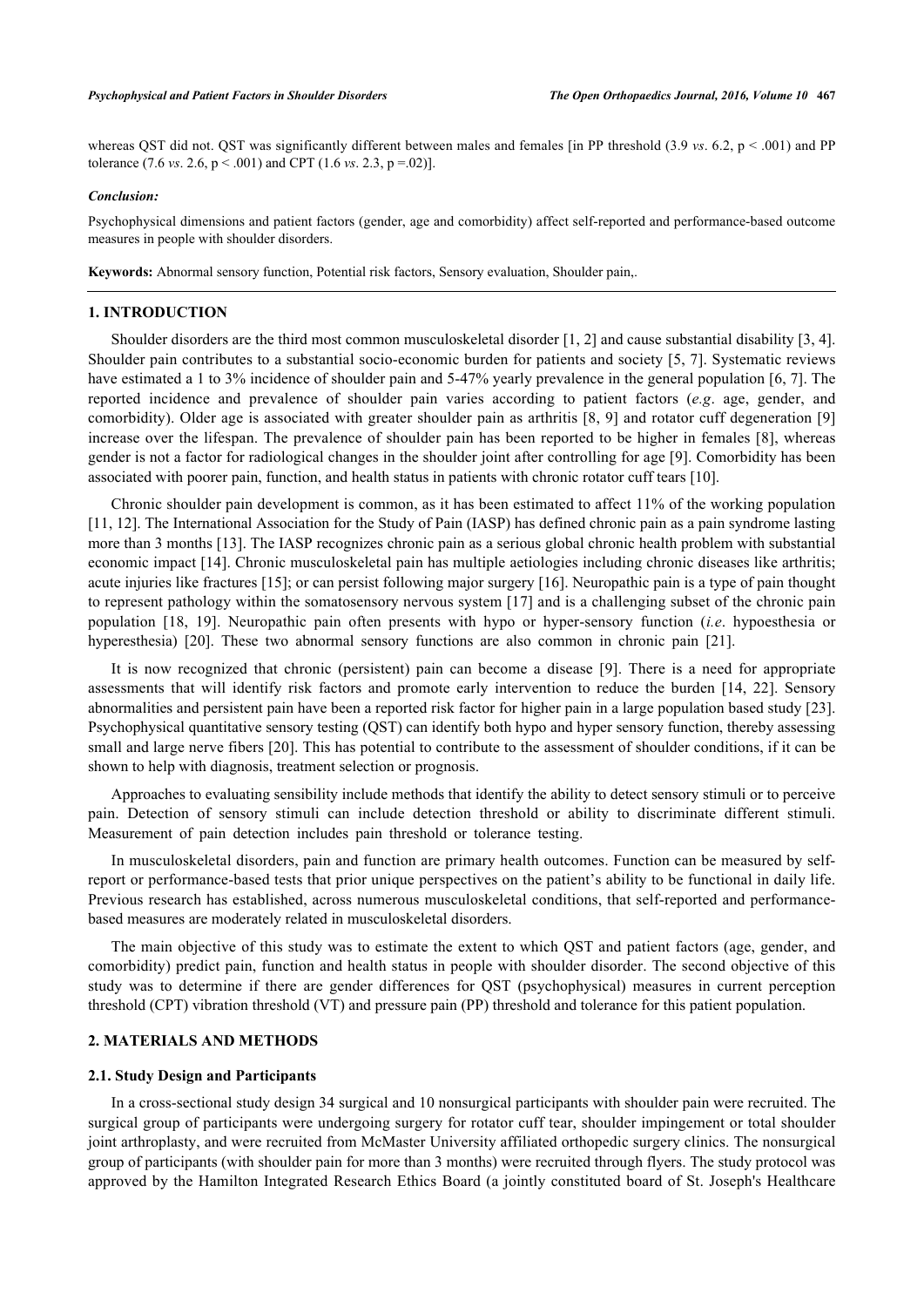whereas QST did not. QST was significantly different between males and females [in PP threshold (3.9 *vs*. 6.2, $p < .001$) and PP tolerance (7.6 *vs*. 2.6, $p < .001$) and CPT (1.6 *vs*. 2.3, $p = .02$)].

***Conclusion:***

Psychophysical dimensions and patient factors (gender, age and comorbidity) affect self-reported and performance-based outcome measures in people with shoulder disorders.

**Keywords:** Abnormal sensory function, Potential risk factors, Sensory evaluation, Shoulder pain,.

## 1. INTRODUCTION

Shoulder disorders are the third most common musculoskeletal disorder [1, 2] and cause substantial disability [3, 4]. Shoulder pain contributes to a substantial socio-economic burden for patients and society [5, 7]. Systematic reviews have estimated a 1 to 3% incidence of shoulder pain and 5-47% yearly prevalence in the general population [6, 7]. The reported incidence and prevalence of shoulder pain varies according to patient factors (*e.g*. age, gender, and comorbidity). Older age is associated with greater shoulder pain as arthritis [8, 9] and rotator cuff degeneration [9] increase over the lifespan. The prevalence of shoulder pain has been reported to be higher in females [8], whereas gender is not a factor for radiological changes in the shoulder joint after controlling for age [9]. Comorbidity has been associated with poorer pain, function, and health status in patients with chronic rotator cuff tears [10].

Chronic shoulder pain development is common, as it has been estimated to affect 11% of the working population [11, 12]. The International Association for the Study of Pain (IASP) has defined chronic pain as a pain syndrome lasting more than 3 months [13]. The IASP recognizes chronic pain as a serious global chronic health problem with substantial economic impact [14]. Chronic musculoskeletal pain has multiple aetiologies including chronic diseases like arthritis; acute injuries like fractures [15]; or can persist following major surgery [16]. Neuropathic pain is a type of pain thought to represent pathology within the somatosensory nervous system [17] and is a challenging subset of the chronic pain population [18, 19]. Neuropathic pain often presents with hypo or hyper-sensory function (*i.e*. hypoesthesia or hyperesthesia) [20]. These two abnormal sensory functions are also common in chronic pain [21].

It is now recognized that chronic (persistent) pain can become a disease [9]. There is a need for appropriate assessments that will identify risk factors and promote early intervention to reduce the burden [14, 22]. Sensory abnormalities and persistent pain have been a reported risk factor for higher pain in a large population based study [23]. Psychophysical quantitative sensory testing (QST) can identify both hypo and hyper sensory function, thereby assessing small and large nerve fibers [20]. This has potential to contribute to the assessment of shoulder conditions, if it can be shown to help with diagnosis, treatment selection or prognosis.

Approaches to evaluating sensibility include methods that identify the ability to detect sensory stimuli or to perceive pain. Detection of sensory stimuli can include detection threshold or ability to discriminate different stimuli. Measurement of pain detection includes pain threshold or tolerance testing.

In musculoskeletal disorders, pain and function are primary health outcomes. Function can be measured by self-report or performance-based tests that prior unique perspectives on the patient's ability to be functional in daily life. Previous research has established, across numerous musculoskeletal conditions, that self-reported and performance-based measures are moderately related in musculoskeletal disorders.

The main objective of this study was to estimate the extent to which QST and patient factors (age, gender, and comorbidity) predict pain, function and health status in people with shoulder disorder. The second objective of this study was to determine if there are gender differences for QST (psychophysical) measures in current perception threshold (CPT) vibration threshold (VT) and pressure pain (PP) threshold and tolerance for this patient population.

## 2. MATERIALS AND METHODS

### 2.1. Study Design and Participants

In a cross-sectional study design 34 surgical and 10 nonsurgical participants with shoulder pain were recruited. The surgical group of participants were undergoing surgery for rotator cuff tear, shoulder impingement or total shoulder joint arthroplasty, and were recruited from McMaster University affiliated orthopedic surgery clinics. The nonsurgical group of participants (with shoulder pain for more than 3 months) were recruited through flyers. The study protocol was approved by the Hamilton Integrated Research Ethics Board (a jointly constituted board of St. Joseph's Healthcare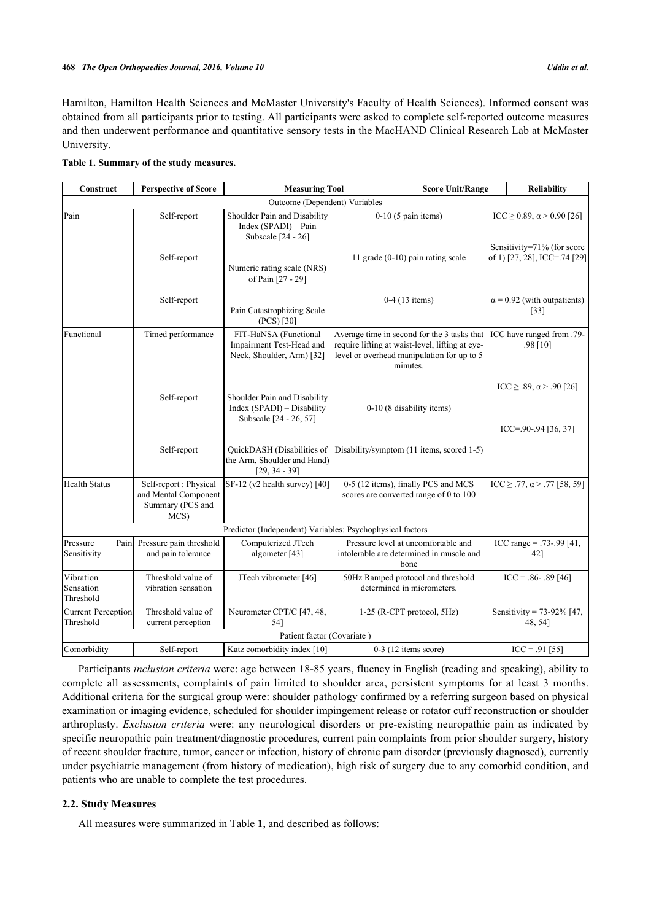Hamilton, Hamilton Health Sciences and McMaster University's Faculty of Health Sciences). Informed consent was obtained from all participants prior to testing. All participants were asked to complete self-reported outcome measures and then underwent performance and quantitative sensory tests in the MacHAND Clinical Research Lab at McMaster University.

**Table 1. Summary of the study measures.**

| Construct | Perspective of Score | Measuring Tool | Score Unit/Range | Reliability |
|---|---|---|---|---|
| Outcome (Dependent) Variables | | | | |
| Pain | Self-report | Shoulder Pain and Disability Index (SPADI) – Pain Subscale [24 - 26] | 0-10 (5 pain items) | ICC ≥ 0.89, α > 0.90 [26] |
| | Self-report | Numeric rating scale (NRS) of Pain [27 - 29] | 11 grade (0-10) pain rating scale | Sensitivity=71% (for score of 1) [27, 28], ICC=.74 [29] |
| | Self-report | Pain Catastrophizing Scale (PCS) [30] | 0-4 (13 items) | α = 0.92 (with outpatients) [33] |
| Functional | Timed performance | FIT-HaNSA (Functional Impairment Test-Head and Neck, Shoulder, Arm) [32] | Average time in second for the 3 tasks that require lifting at waist-level, lifting at eye-level or overhead manipulation for up to 5 minutes. | ICC have ranged from .79-.98 [10] |
| | Self-report | Shoulder Pain and Disability Index (SPADI) – Disability Subscale [24 - 26, 57] | 0-10 (8 disability items) | ICC ≥ .89, α > .90 [26] |
| | Self-report | QuickDASH (Disabilities of the Arm, Shoulder and Hand) [29, 34 - 39] | Disability/symptom (11 items, scored 1-5) | ICC=.90-.94 [36, 37] |
| Health Status | Self-report : Physical and Mental Component Summary (PCS and MCS) | SF-12 (v2 health survey) [40] | 0-5 (12 items), finally PCS and MCS scores are converted range of 0 to 100 | ICC ≥ .77, α > .77 [58, 59] |
| Predictor (Independent) Variables: Psychophysical factors | | | | |
| Pressure Pain Sensitivity | Pressure pain threshold and pain tolerance | Computerized JTech algometer [43] | Pressure level at uncomfortable and intolerable are determined in muscle and bone | ICC range = .73-.99 [41, 42] |
| Vibration Sensation Threshold | Threshold value of vibration sensation | JTech vibrometer [46] | 50Hz Ramped protocol and threshold determined in micrometers. | ICC = .86- .89 [46] |
| Current Perception Threshold | Threshold value of current perception | Neurometer CPT/C [47, 48, 54] | 1-25 (R-CPT protocol, 5Hz) | Sensitivity = 73-92% [47, 48, 54] |
| Patient factor (Covariate ) | | | | |
| Comorbidity | Self-report | Katz comorbidity index [10] | 0-3 (12 items score) | ICC = .91 [55] |

Participants *inclusion criteria* were: age between 18-85 years, fluency in English (reading and speaking), ability to complete all assessments, complaints of pain limited to shoulder area, persistent symptoms for at least 3 months. Additional criteria for the surgical group were: shoulder pathology confirmed by a referring surgeon based on physical examination or imaging evidence, scheduled for shoulder impingement release or rotator cuff reconstruction or shoulder arthroplasty. *Exclusion criteria* were: any neurological disorders or pre-existing neuropathic pain as indicated by specific neuropathic pain treatment/diagnostic procedures, current pain complaints from prior shoulder surgery, history of recent shoulder fracture, tumor, cancer or infection, history of chronic pain disorder (previously diagnosed), currently under psychiatric management (from history of medication), high risk of surgery due to any comorbid condition, and patients who are unable to complete the test procedures.

### 2.2. Study Measures

All measures were summarized in Table **1**, and described as follows: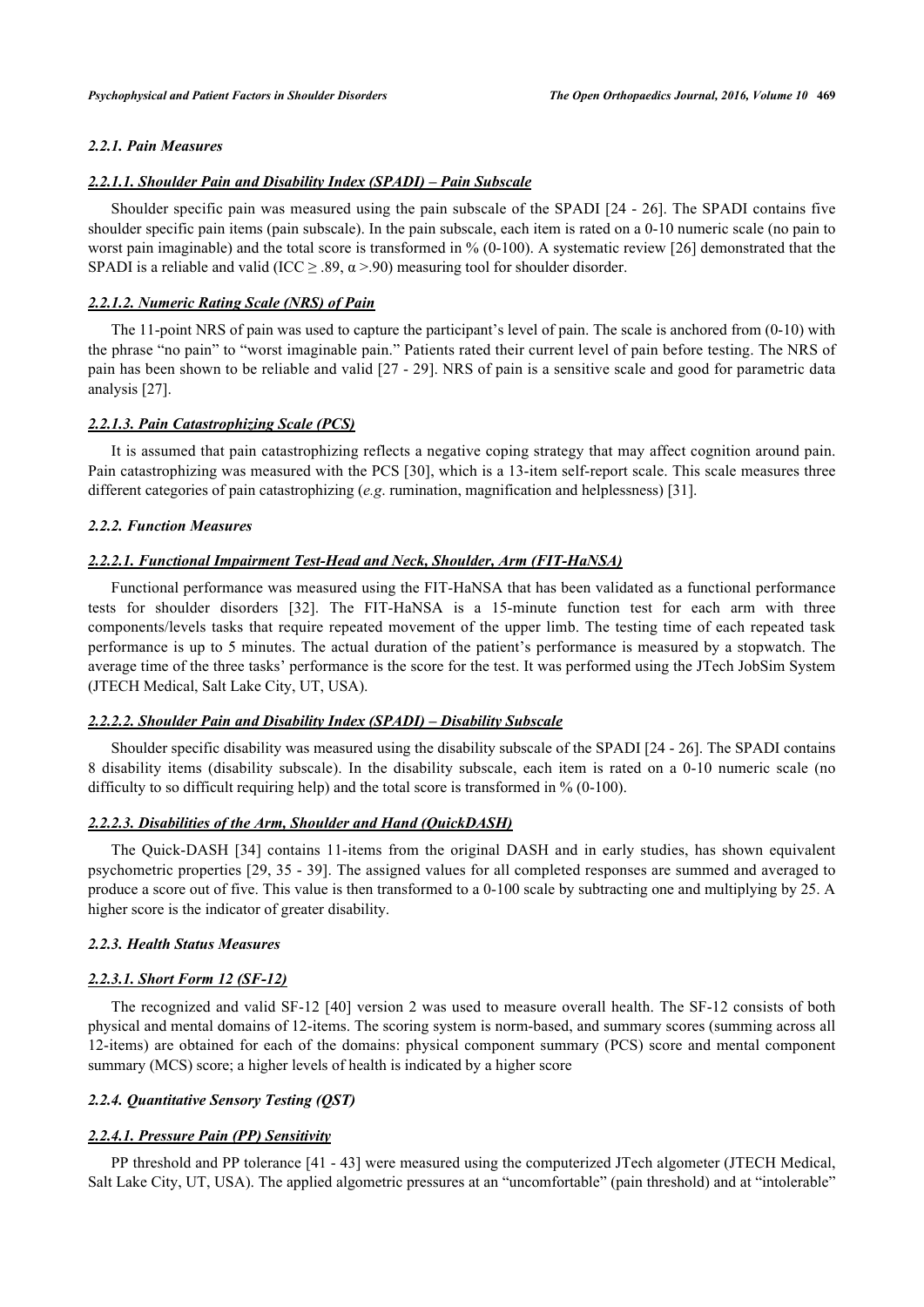#### 2.2.1. Pain Measures

##### 2.2.1.1. Shoulder Pain and Disability Index (SPADI) – Pain Subscale

Shoulder specific pain was measured using the pain subscale of the SPADI [24 - 26]. The SPADI contains five shoulder specific pain items (pain subscale). In the pain subscale, each item is rated on a 0-10 numeric scale (no pain to worst pain imaginable) and the total score is transformed in % (0-100). A systematic review [26] demonstrated that the SPADI is a reliable and valid (ICC $\geq .89$, $\alpha > .90$) measuring tool for shoulder disorder.

##### 2.2.1.2. Numeric Rating Scale (NRS) of Pain

The 11-point NRS of pain was used to capture the participant's level of pain. The scale is anchored from (0-10) with the phrase "no pain" to "worst imaginable pain." Patients rated their current level of pain before testing. The NRS of pain has been shown to be reliable and valid [27 - 29]. NRS of pain is a sensitive scale and good for parametric data analysis [27].

##### 2.2.1.3. Pain Catastrophizing Scale (PCS)

It is assumed that pain catastrophizing reflects a negative coping strategy that may affect cognition around pain. Pain catastrophizing was measured with the PCS [30], which is a 13-item self-report scale. This scale measures three different categories of pain catastrophizing (*e.g.* rumination, magnification and helplessness) [31].

#### 2.2.2. Function Measures

##### 2.2.2.1. Functional Impairment Test-Head and Neck, Shoulder, Arm (FIT-HaNSA)

Functional performance was measured using the FIT-HaNSA that has been validated as a functional performance tests for shoulder disorders [32]. The FIT-HaNSA is a 15-minute function test for each arm with three components/levels tasks that require repeated movement of the upper limb. The testing time of each repeated task performance is up to 5 minutes. The actual duration of the patient's performance is measured by a stopwatch. The average time of the three tasks' performance is the score for the test. It was performed using the JTech JobSim System (JTECH Medical, Salt Lake City, UT, USA).

##### 2.2.2.2. Shoulder Pain and Disability Index (SPADI) – Disability Subscale

Shoulder specific disability was measured using the disability subscale of the SPADI [24 - 26]. The SPADI contains 8 disability items (disability subscale). In the disability subscale, each item is rated on a 0-10 numeric scale (no difficulty to so difficult requiring help) and the total score is transformed in % (0-100).

##### 2.2.2.3. Disabilities of the Arm, Shoulder and Hand (QuickDASH)

The Quick-DASH [34] contains 11-items from the original DASH and in early studies, has shown equivalent psychometric properties [29, 35 - 39]. The assigned values for all completed responses are summed and averaged to produce a score out of five. This value is then transformed to a 0-100 scale by subtracting one and multiplying by 25. A higher score is the indicator of greater disability.

#### 2.2.3. Health Status Measures

##### 2.2.3.1. Short Form 12 (SF-12)

The recognized and valid SF-12 [40] version 2 was used to measure overall health. The SF-12 consists of both physical and mental domains of 12-items. The scoring system is norm-based, and summary scores (summing across all 12-items) are obtained for each of the domains: physical component summary (PCS) score and mental component summary (MCS) score; a higher levels of health is indicated by a higher score

#### 2.2.4. Quantitative Sensory Testing (QST)

##### 2.2.4.1. Pressure Pain (PP) Sensitivity

PP threshold and PP tolerance [41 - 43] were measured using the computerized JTech algometer (JTECH Medical, Salt Lake City, UT, USA). The applied algometric pressures at an "uncomfortable" (pain threshold) and at "intolerable"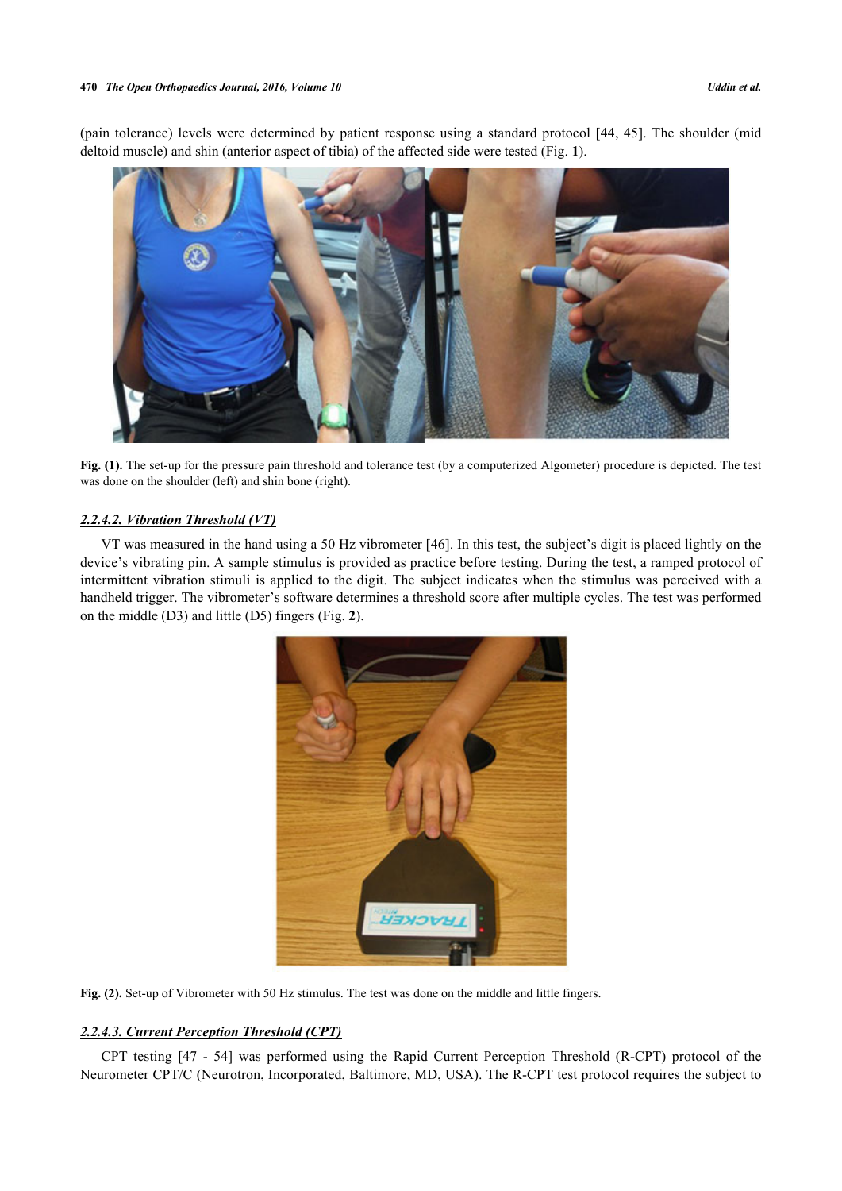(pain tolerance) levels were determined by patient response using a standard protocol [44, 45]. The shoulder (mid deltoid muscle) and shin (anterior aspect of tibia) of the affected side were tested (Fig. **1**).

**Fig. (1).** The set-up for the pressure pain threshold and tolerance test (by a computerized Algometer) procedure is depicted. The test was done on the shoulder (left) and shin bone (right).

#### *2.2.4.2. Vibration Threshold (VT)*

VT was measured in the hand using a 50 Hz vibrometer [46]. In this test, the subject's digit is placed lightly on the device's vibrating pin. A sample stimulus is provided as practice before testing. During the test, a ramped protocol of intermittent vibration stimuli is applied to the digit. The subject indicates when the stimulus was perceived with a handheld trigger. The vibrometer's software determines a threshold score after multiple cycles. The test was performed on the middle (D3) and little (D5) fingers (Fig. **2**).

**Fig. (2).** Set-up of Vibrometer with 50 Hz stimulus. The test was done on the middle and little fingers.

#### *2.2.4.3. Current Perception Threshold (CPT)*

CPT testing [47 - 54] was performed using the Rapid Current Perception Threshold (R-CPT) protocol of the Neurometer CPT/C (Neurotron, Incorporated, Baltimore, MD, USA). The R-CPT test protocol requires the subject to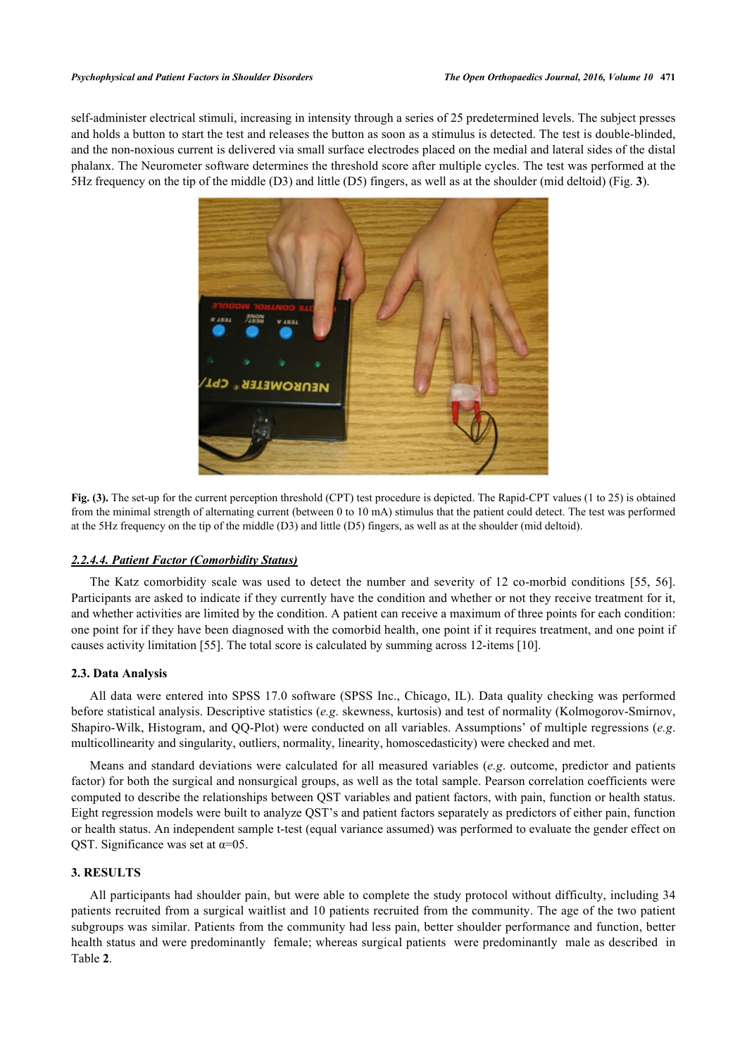self-administer electrical stimuli, increasing in intensity through a series of 25 predetermined levels. The subject presses and holds a button to start the test and releases the button as soon as a stimulus is detected. The test is double-blinded, and the non-noxious current is delivered via small surface electrodes placed on the medial and lateral sides of the distal phalanx. The Neurometer software determines the threshold score after multiple cycles. The test was performed at the 5Hz frequency on the tip of the middle (D3) and little (D5) fingers, as well as at the shoulder (mid deltoid) (Fig. **3**).

**Fig. (3).** The set-up for the current perception threshold (CPT) test procedure is depicted. The Rapid-CPT values (1 to 25) is obtained from the minimal strength of alternating current (between 0 to 10 mA) stimulus that the patient could detect. The test was performed at the 5Hz frequency on the tip of the middle (D3) and little (D5) fingers, as well as at the shoulder (mid deltoid).

#### *2.2.4.4. Patient Factor (Comorbidity Status)*

The Katz comorbidity scale was used to detect the number and severity of 12 co-morbid conditions [55, 56]. Participants are asked to indicate if they currently have the condition and whether or not they receive treatment for it, and whether activities are limited by the condition. A patient can receive a maximum of three points for each condition: one point for if they have been diagnosed with the comorbid health, one point if it requires treatment, and one point if causes activity limitation [55]. The total score is calculated by summing across 12-items [10].

### 2.3. Data Analysis

All data were entered into SPSS 17.0 software (SPSS Inc., Chicago, IL). Data quality checking was performed before statistical analysis. Descriptive statistics (*e.g.* skewness, kurtosis) and test of normality (Kolmogorov-Smirnov, Shapiro-Wilk, Histogram, and QQ-Plot) were conducted on all variables. Assumptions' of multiple regressions (*e.g.* multicollinearity and singularity, outliers, normality, linearity, homoscedasticity) were checked and met.

Means and standard deviations were calculated for all measured variables (*e.g.* outcome, predictor and patients factor) for both the surgical and nonsurgical groups, as well as the total sample. Pearson correlation coefficients were computed to describe the relationships between QST variables and patient factors, with pain, function or health status. Eight regression models were built to analyze QST's and patient factors separately as predictors of either pain, function or health status. An independent sample t-test (equal variance assumed) was performed to evaluate the gender effect on QST. Significance was set at α=05.

## 3. RESULTS

All participants had shoulder pain, but were able to complete the study protocol without difficulty, including 34 patients recruited from a surgical waitlist and 10 patients recruited from the community. The age of the two patient subgroups was similar. Patients from the community had less pain, better shoulder performance and function, better health status and were predominantly female; whereas surgical patients were predominantly male as described in Table **2**.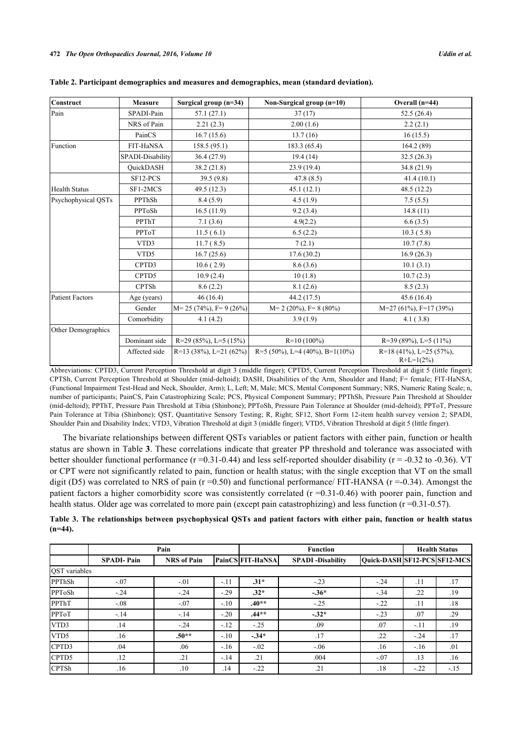**Table 2. Participant demographics and measures and demographics, mean (standard deviation).**

| Construct | Measure | Surgical group (n=34) | Non-Surgical group (n=10) | Overall (n=44) |
|---|---|---|---|---|
| Pain | SPADI-Pain | 57.1 (27.1) | 37 (17) | 52.5 (26.4) |
| | NRS of Pain | 2.21 (2.3) | 2.00 (1.6) | 2.2 (2.1) |
| | PainCS | 16.7 (15.6) | 13.7 (16) | 16 (15.5) |
| Function | FIT-HaNSA | 158.5 (95.1) | 183.3 (65.4) | 164.2 (89) |
| | SPADI-Disability | 36.4 (27.9) | 19.4 (14) | 32.5 (26.3) |
| | QuickDASH | 38.2 (21.8) | 23.9 (19.4) | 34.8 (21.9) |
| | SF12-PCS | 39.5 (9.8) | 47.8 (8.5) | 41.4 (10.1) |
| Health Status | SF1-2MCS | 49.5 (12.3) | 45.1 (12.1) | 48.5 (12.2) |
| Psychophysical QSTs | PPThSh | 8.4 (5.9) | 4.5 (1.9) | 7.5 (5.5) |
| | PPToSh | 16.5 (11.9) | 9.2 (3.4) | 14.8 (11) |
| | PPThT | 7.1 (3.6) | 4.9(2.2) | 6.6 (3.5) |
| | PPToT | 11.5 ( 6.1) | 6.5 (2.2) | 10.3 ( 5.8) |
| | VTD3 | 11.7 ( 8.5) | 7 (2.1) | 10.7 (7.8) |
| | VTD5 | 16.7 (25.6) | 17.6 (30.2) | 16.9 (26.3) |
| | CPTD3 | 10.6 ( 2.9) | 8.6 (3.6) | 10.1 (3.1) |
| | CPTD5 | 10.9 (2.4) | 10 (1.8) | 10.7 (2.3) |
| | CPTSh | 8.6 (2.2) | 8.1 (2.6) | 8.5 (2.3) |
| Patient Factors | Age (years) | 46 (16.4) | 44.2 (17.5) | 45.6 (16.4) |
| | Gender | M= 25 (74%), F= 9 (26%) | M= 2 (20%), F= 8 (80%) | M=27 (61%), F=17 (39%) |
| | Comorbidity | 4.1 (4.2) | 3.9 (1.9) | 4.1 ( 3.8) |
| Other Demographics | | | | |
| | Dominant side | R=29 (85%), L=5 (15%) | R=10 (100%) | R=39 (89%), L=5 (11%) |
| | Affected side | R=13 (38%), L=21 (62%) | R=5 (50%), L=4 (40%), B=1(10%) | R=18 (41%), L=25 (57%), R+L=1(2%) |

Abbreviations: CPTD3, Current Perception Threshold at digit 3 (middle finger); CPTD5, Current Perception Threshold at digit 5 (little finger); CPTSh, Current Perception Threshold at Shoulder (mid-deltoid); DASH, Disabilities of the Arm, Shoulder and Hand; F= female; FIT-HaNSA, (Functional Impairment Test-Head and Neck, Shoulder, Arm); L, Left; M, Male; MCS, Mental Component Summary; NRS, Numeric Rating Scale; n, number of participants; PainCS, Pain Catastrophizing Scale; PCS, Physical Component Summary; PPThSh, Pressure Pain Threshold at Shoulder (mid-deltoid); PPThT, Pressure Pain Threshold at Tibia (Shinbone); PPToSh, Pressure Pain Tolerance at Shoulder (mid-deltoid); PPToT, Pressure Pain Tolerance at Tibia (Shinbone); QST, Quantitative Sensory Testing; R, Right; SF12, Short Form 12-item health survey version 2; SPADI, Shoulder Pain and Disability Index; VTD3, Vibration Threshold at digit 3 (middle finger); VTD5, Vibration Threshold at digit 5 (little finger).

The bivariate relationships between different QSTs variables or patient factors with either pain, function or health status are shown in Table **3**. These correlations indicate that greater PP threshold and tolerance was associated with better shoulder functional performance (r =0.31-0.44) and less self-reported shoulder disability (r = -0.32 to -0.36). VT or CPT were not significantly related to pain, function or health status; with the single exception that VT on the small digit (D5) was correlated to NRS of pain (r =0.50) and functional performance/ FIT-HANSA (r =-0.34). Amongst the patient factors a higher comorbidity score was consistently correlated (r =0.31-0.46) with poorer pain, function and health status. Older age was correlated to more pain (except pain catastrophizing) and less function (r =0.31-0.57).

**Table 3. The relationships between psychophysical QSTs and patient factors with either pain, function or health status (n=44).**

| | Pain | | | Function | | | Health Status | |
|---|---|---|---|---|---|---|---|---|
| | SPADI- Pain | NRS of Pain | PainCS | FIT-HaNSA | SPADI -Disability | Quick-DASH | SF12-PCS | SF12-MCS |
| QST variables | | | | | | | | |
| PPThSh | -.07 | -.01 | -.11 | **.31*** | -.23 | -.24 | .11 | .17 |
| PPToSh | -.24 | -.24 | -.29 | **.32*** | **-.36*** | -.34 | .22 | .19 |
| PPThT | -.08 | -.07 | -.10 | **.40**** | -.25 | -.22 | .11 | .18 |
| PPToT | -.14 | -.14 | -.20 | **.44**** | **-.32*** | -.23 | .07 | .29 |
| VTD3 | .14 | -.24 | -.12 | -.25 | .09 | .07 | -.11 | .19 |
| VTD5 | .16 | **.50**** | -.10 | **-.34*** | .17 | .22 | -.24 | .17 |
| CPTD3 | .04 | .06 | -.16 | -.02 | -.06 | .16 | -.16 | .01 |
| CPTD5 | .12 | .21 | -.14 | .21 | .004 | -.07 | .13 | .16 |
| CPTSh | .16 | .10 | .14 | -.22 | .21 | .18 | -.22 | -.15 |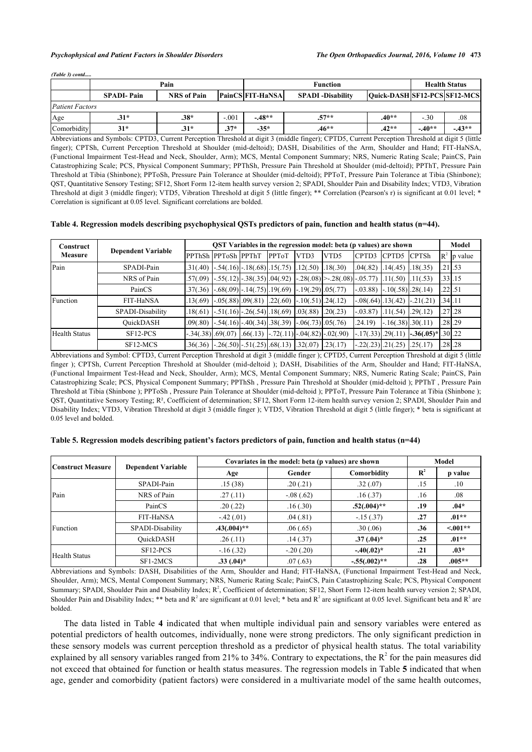*(Table 3) contd.....*

| | Pain | | | Function | | | Health Status | |
|---|---|---|---|---|---|---|---|---|
| | SPADI- Pain | NRS of Pain | PainCS | FIT-HaNSA | SPADI -Disability | Quick-DASH | SF12-PCS | SF12-MCS |
| *Patient Factors* | | | | | | | | |
| Age | **.31*** | **.38*** | -.001 | **-.48**** | **.57**** | **.40**** | -.30 | .08 |
| Comorbidity | **31*** | **.31*** | **.37*** | **-35*** | **.46**** | **.42**** | **-.40**** | **-.43**** |

Abbreviations and Symbols: CPTD3, Current Perception Threshold at digit 3 (middle finger); CPTD5, Current Perception Threshold at digit 5 (little finger); CPTSh, Current Perception Threshold at Shoulder (mid-deltoid); DASH, Disabilities of the Arm, Shoulder and Hand; FIT-HaNSA, (Functional Impairment Test-Head and Neck, Shoulder, Arm); MCS, Mental Component Summary; NRS, Numeric Rating Scale; PainCS, Pain Catastrophizing Scale; PCS, Physical Component Summary; PPThSh, Pressure Pain Threshold at Shoulder (mid-deltoid); PPThT, Pressure Pain Threshold at Tibia (Shinbone); PPToSh, Pressure Pain Tolerance at Shoulder (mid-deltoid); PPToT, Pressure Pain Tolerance at Tibia (Shinbone); QST, Quantitative Sensory Testing; SF12, Short Form 12-item health survey version 2; SPADI, Shoulder Pain and Disability Index; VTD3, Vibration Threshold at digit 3 (middle finger); VTD5, Vibration Threshold at digit 5 (little finger); ** Correlation (Pearson's r) is significant at 0.01 level; * Correlation is significant at 0.05 level. Significant correlations are bolded.

**Table 4. Regression models describing psychophysical QSTs predictors of pain, function and health status (n=44).**

| Construct Measure | Dependent Variable | QST Variables in the regression model: beta (p values) are shown | | | | | | | | | Model | |
|---|---|---|---|---|---|---|---|---|---|---|---|---|
| | | PPThSh | PPToSh | PPThT | PPToT | VTD3 | VTD5 | CPTD3 | CPTD5 | CPTSh | $R^2$ | p value |
| Pain | SPADI-Pain | .31(.40) | -.54(.16) | -.18(.68) | .15(.75) | .12(.50) | .18(.30) | .04(.82) | .14(.45) | .18(.35) | .21 | .53 |
| | NRS of Pain | .57(.09) | -.55(.12) | -.38(.35) | .04(.92) | -.28(.08) | >-.28(.08) | -.05(.77) | .11(.50) | .11(.53) | .33 | .15 |
| | PainCS | .37(.36) | -.68(.09) | -.14(.75) | .19(.69) | -.19(.29) | .05(.77) | -.03(.88) | -.10(.58) | .28(.14) | .22 | .51 |
| Function | FIT-HaNSA | .13(.69) | -.05(.88) | .09(.81) | .22(.60) | -.10(.51) | .24(.12) | -.08(.64) | .13(.42) | -.21(.21) | .34 | .11 |
| | SPADI-Disability | .18(.61) | -.51(.16) | -.26(.54) | .18(.69) | .03(.88) | .20(.23) | -.03(.87) | .11(.54) | .29(.12) | .27 | .28 |
| | QuickDASH | .09(.80) | -.54(.16) | -.40(.34) | .38(.39) | -.06(.73) | .05(.76) | .24.19) | -.16(.38) | .30(.11) | .28 | .29 |
| Health Status | SF12-PCS | -.34(.38) | .69(.07) | .66(.13) | -.72(.11) | -.04(.82) | -.02(.90) | -.17(.33) | .29(.11) | **-.36(.05)*** | .30 | .22 |
| | SF12-MCS | .36(.36) | -.26(.50) | -.51(.25) | .68(.13) | .32(.07) | .23(.17) | -.22(.23) | .21(.25) | .25(.17) | .28 | .28 |

Abbreviations and Symbol: CPTD3, Current Perception Threshold at digit 3 (middle finger ); CPTD5, Current Perception Threshold at digit 5 (little finger ); CPTSh, Current Perception Threshold at Shoulder (mid-deltoid ); DASH, Disabilities of the Arm, Shoulder and Hand; FIT-HaNSA, (Functional Impairment Test-Head and Neck, Shoulder, Arm); MCS, Mental Component Summary; NRS, Numeric Rating Scale; PainCS, Pain Catastrophizing Scale; PCS, Physical Component Summary; PPThSh , Pressure Pain Threshold at Shoulder (mid-deltoid ); PPThT , Pressure Pain Threshold at Tibia (Shinbone ); PPToSh , Pressure Pain Tolerance at Shoulder (mid-deltoid ); PPToT, Pressure Pain Tolerance at Tibia (Shinbone ); QST, Quantitative Sensory Testing; R², Coefficient of determination; SF12, Short Form 12-item health survey version 2; SPADI, Shoulder Pain and Disability Index; VTD3, Vibration Threshold at digit 3 (middle finger ); VTD5, Vibration Threshold at digit 5 (little finger); * beta is significant at 0.05 level and bolded.

**Table 5. Regression models describing patient's factors predictors of pain, function and health status (n=44)**

| Construct Measure | Dependent Variable | Covariates in the model: beta (p values) are shown | | | Model | |
|---|---|---|---|---|---|---|
| | | Age | Gender | Comorbidity | $R^2$ | p value |
| Pain | SPADI-Pain | .15 (38) | .20 (.21) | .32 (.07) | .15 | .10 |
| | NRS of Pain | .27 (.11) | -.08 (.62) | .16 (.37) | .16 | .08 |
| | PainCS | .20 (.22) | .16 (.30) | **.52(.004)**** | **.19** | **.04*** |
| Function | FIT-HaNSA | -.42 (.01) | .04 (.81) | -.15 (.37) | **.27** | **.01**** |
| | SPADI-Disability | **.43(.004)**** | .06 (.65) | .30 (.06) | **.36** | **<.001**** |
| | QuickDASH | .26 (.11) | .14 (.37) | **.37 (.04)*** | **.25** | **.01**** |
| Health Status | SF12-PCS | -.16 (.32) | -.20 (.20) | **-.40(.02)*** | **.21** | **.03*** |
| | SF1-2MCS | **.33 (.04)*** | .07 (.63) | **-.55(.002)**** | **.28** | **.005**** |

Abbreviations and Symbols: DASH, Disabilities of the Arm, Shoulder and Hand; FIT-HaNSA, (Functional Impairment Test-Head and Neck, Shoulder, Arm); MCS, Mental Component Summary; NRS, Numeric Rating Scale; PainCS, Pain Catastrophizing Scale; PCS, Physical Component Summary; SPADI, Shoulder Pain and Disability Index; $R^2$, Coefficient of determination; SF12, Short Form 12-item health survey version 2; SPADI, Shoulder Pain and Disability Index; ** beta and $R^2$ are significant at 0.01 level; * beta and $R^2$ are significant at 0.05 level. Significant beta and $R^2$ are bolded.

The data listed in Table **4** indicated that when multiple individual pain and sensory variables were entered as potential predictors of health outcomes, individually, none were strong predictors. The only significant prediction in these sensory models was current perception threshold as a predictor of physical health status. The total variability explained by all sensory variables ranged from 21% to 34%. Contrary to expectations, the $R^2$ for the pain measures did not exceed that obtained for function or health status measures. The regression models in Table **5** indicated that when age, gender and comorbidity (patient factors) were considered in a multivariate model of the same health outcomes,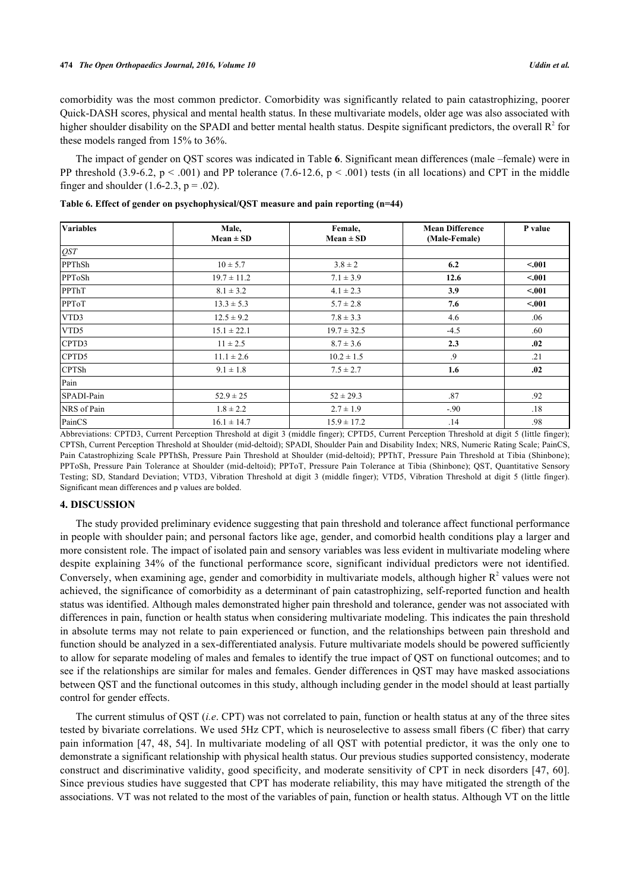comorbidity was the most common predictor. Comorbidity was significantly related to pain catastrophizing, poorer Quick-DASH scores, physical and mental health status. In these multivariate models, older age was also associated with higher shoulder disability on the SPADI and better mental health status. Despite significant predictors, the overall $R^2$ for these models ranged from 15% to 36%.

The impact of gender on QST scores was indicated in Table **6**. Significant mean differences (male –female) were in PP threshold (3.9-6.2, $p < .001$) and PP tolerance (7.6-12.6, $p < .001$) tests (in all locations) and CPT in the middle finger and shoulder (1.6-2.3, $p = .02$).

**Table 6. Effect of gender on psychophysical/QST measure and pain reporting (n=44)**

| Variables | Male, Mean ± SD | Female, Mean ± SD | Mean Difference (Male-Female) | P value |
|---|---|---|---|---|
| *QST* | | | | |
| PPThSh | 10 ± 5.7 | 3.8 ± 2 | **6.2** | **<.001** |
| PPToSh | 19.7 ± 11.2 | 7.1 ± 3.9 | **12.6** | **<.001** |
| PPThT | 8.1 ± 3.2 | 4.1 ± 2.3 | **3.9** | **<.001** |
| PPToT | 13.3 ± 5.3 | 5.7 ± 2.8 | **7.6** | **<.001** |
| VTD3 | 12.5 ± 9.2 | 7.8 ± 3.3 | 4.6 | .06 |
| VTD5 | 15.1 ± 22.1 | 19.7 ± 32.5 | -4.5 | .60 |
| CPTD3 | 11 ± 2.5 | 8.7 ± 3.6 | **2.3** | **.02** |
| CPTD5 | 11.1 ± 2.6 | 10.2 ± 1.5 | .9 | .21 |
| CPTSh | 9.1 ± 1.8 | 7.5 ± 2.7 | **1.6** | **.02** |
| Pain | | | | |
| SPADI-Pain | 52.9 ± 25 | 52 ± 29.3 | .87 | .92 |
| NRS of Pain | 1.8 ± 2.2 | 2.7 ± 1.9 | -.90 | .18 |
| PainCS | 16.1 ± 14.7 | 15.9 ± 17.2 | .14 | .98 |

Abbreviations: CPTD3, Current Perception Threshold at digit 3 (middle finger); CPTD5, Current Perception Threshold at digit 5 (little finger); CPTSh, Current Perception Threshold at Shoulder (mid-deltoid); SPADI, Shoulder Pain and Disability Index; NRS, Numeric Rating Scale; PainCS, Pain Catastrophizing Scale PPThSh, Pressure Pain Threshold at Shoulder (mid-deltoid); PPThT, Pressure Pain Threshold at Tibia (Shinbone); PPToSh, Pressure Pain Tolerance at Shoulder (mid-deltoid); PPToT, Pressure Pain Tolerance at Tibia (Shinbone); QST, Quantitative Sensory Testing; SD, Standard Deviation; VTD3, Vibration Threshold at digit 3 (middle finger); VTD5, Vibration Threshold at digit 5 (little finger). Significant mean differences and p values are bolded.

## 4. DISCUSSION

The study provided preliminary evidence suggesting that pain threshold and tolerance affect functional performance in people with shoulder pain; and personal factors like age, gender, and comorbid health conditions play a larger and more consistent role. The impact of isolated pain and sensory variables was less evident in multivariate modeling where despite explaining 34% of the functional performance score, significant individual predictors were not identified. Conversely, when examining age, gender and comorbidity in multivariate models, although higher $R^2$ values were not achieved, the significance of comorbidity as a determinant of pain catastrophizing, self-reported function and health status was identified. Although males demonstrated higher pain threshold and tolerance, gender was not associated with differences in pain, function or health status when considering multivariate modeling. This indicates the pain threshold in absolute terms may not relate to pain experienced or function, and the relationships between pain threshold and function should be analyzed in a sex-differentiated analysis. Future multivariate models should be powered sufficiently to allow for separate modeling of males and females to identify the true impact of QST on functional outcomes; and to see if the relationships are similar for males and females. Gender differences in QST may have masked associations between QST and the functional outcomes in this study, although including gender in the model should at least partially control for gender effects.

The current stimulus of QST (*i.e*. CPT) was not correlated to pain, function or health status at any of the three sites tested by bivariate correlations. We used 5Hz CPT, which is neuroselective to assess small fibers (C fiber) that carry pain information [47, 48, 54]. In multivariate modeling of all QST with potential predictor, it was the only one to demonstrate a significant relationship with physical health status. Our previous studies supported consistency, moderate construct and discriminative validity, good specificity, and moderate sensitivity of CPT in neck disorders [47, 60]. Since previous studies have suggested that CPT has moderate reliability, this may have mitigated the strength of the associations. VT was not related to the most of the variables of pain, function or health status. Although VT on the little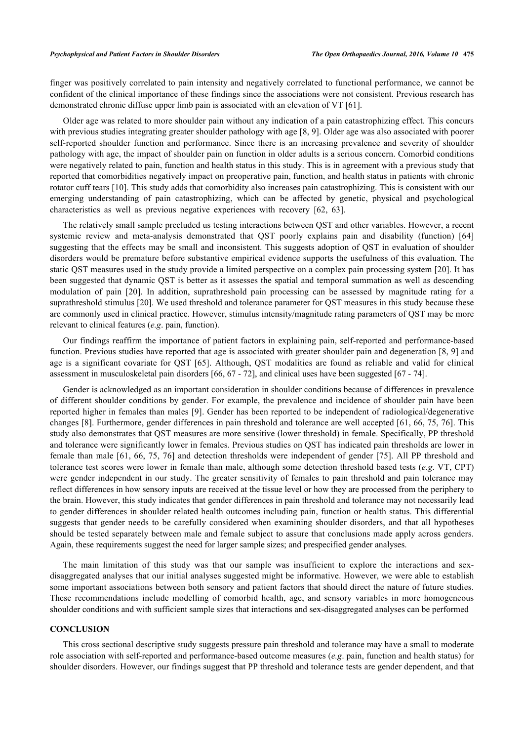finger was positively correlated to pain intensity and negatively correlated to functional performance, we cannot be confident of the clinical importance of these findings since the associations were not consistent. Previous research has demonstrated chronic diffuse upper limb pain is associated with an elevation of VT [61].

Older age was related to more shoulder pain without any indication of a pain catastrophizing effect. This concurs with previous studies integrating greater shoulder pathology with age [8, 9]. Older age was also associated with poorer self-reported shoulder function and performance. Since there is an increasing prevalence and severity of shoulder pathology with age, the impact of shoulder pain on function in older adults is a serious concern. Comorbid conditions were negatively related to pain, function and health status in this study. This is in agreement with a previous study that reported that comorbidities negatively impact on preoperative pain, function, and health status in patients with chronic rotator cuff tears [10]. This study adds that comorbidity also increases pain catastrophizing. This is consistent with our emerging understanding of pain catastrophizing, which can be affected by genetic, physical and psychological characteristics as well as previous negative experiences with recovery [62, 63].

The relatively small sample precluded us testing interactions between QST and other variables. However, a recent systemic review and meta-analysis demonstrated that QST poorly explains pain and disability (function) [64] suggesting that the effects may be small and inconsistent. This suggests adoption of QST in evaluation of shoulder disorders would be premature before substantive empirical evidence supports the usefulness of this evaluation. The static QST measures used in the study provide a limited perspective on a complex pain processing system [20]. It has been suggested that dynamic QST is better as it assesses the spatial and temporal summation as well as descending modulation of pain [20]. In addition, suprathreshold pain processing can be assessed by magnitude rating for a suprathreshold stimulus [20]. We used threshold and tolerance parameter for QST measures in this study because these are commonly used in clinical practice. However, stimulus intensity/magnitude rating parameters of QST may be more relevant to clinical features (*e.g*. pain, function).

Our findings reaffirm the importance of patient factors in explaining pain, self-reported and performance-based function. Previous studies have reported that age is associated with greater shoulder pain and degeneration [8, 9] and age is a significant covariate for QST [65]. Although, QST modalities are found as reliable and valid for clinical assessment in musculoskeletal pain disorders [66, 67 - 72], and clinical uses have been suggested [67 - 74].

Gender is acknowledged as an important consideration in shoulder conditions because of differences in prevalence of different shoulder conditions by gender. For example, the prevalence and incidence of shoulder pain have been reported higher in females than males [9]. Gender has been reported to be independent of radiological/degenerative changes [8]. Furthermore, gender differences in pain threshold and tolerance are well accepted [61, 66, 75, 76]. This study also demonstrates that QST measures are more sensitive (lower threshold) in female. Specifically, PP threshold and tolerance were significantly lower in females. Previous studies on QST has indicated pain thresholds are lower in female than male [61, 66, 75, 76] and detection thresholds were independent of gender [75]. All PP threshold and tolerance test scores were lower in female than male, although some detection threshold based tests (*e.g*. VT, CPT) were gender independent in our study. The greater sensitivity of females to pain threshold and pain tolerance may reflect differences in how sensory inputs are received at the tissue level or how they are processed from the periphery to the brain. However, this study indicates that gender differences in pain threshold and tolerance may not necessarily lead to gender differences in shoulder related health outcomes including pain, function or health status. This differential suggests that gender needs to be carefully considered when examining shoulder disorders, and that all hypotheses should be tested separately between male and female subject to assure that conclusions made apply across genders. Again, these requirements suggest the need for larger sample sizes; and prespecified gender analyses.

The main limitation of this study was that our sample was insufficient to explore the interactions and sex-disaggregated analyses that our initial analyses suggested might be informative. However, we were able to establish some important associations between both sensory and patient factors that should direct the nature of future studies. These recommendations include modelling of comorbid health, age, and sensory variables in more homogeneous shoulder conditions and with sufficient sample sizes that interactions and sex-disaggregated analyses can be performed

## CONCLUSION

This cross sectional descriptive study suggests pressure pain threshold and tolerance may have a small to moderate role association with self-reported and performance-based outcome measures (*e.g*. pain, function and health status) for shoulder disorders. However, our findings suggest that PP threshold and tolerance tests are gender dependent, and that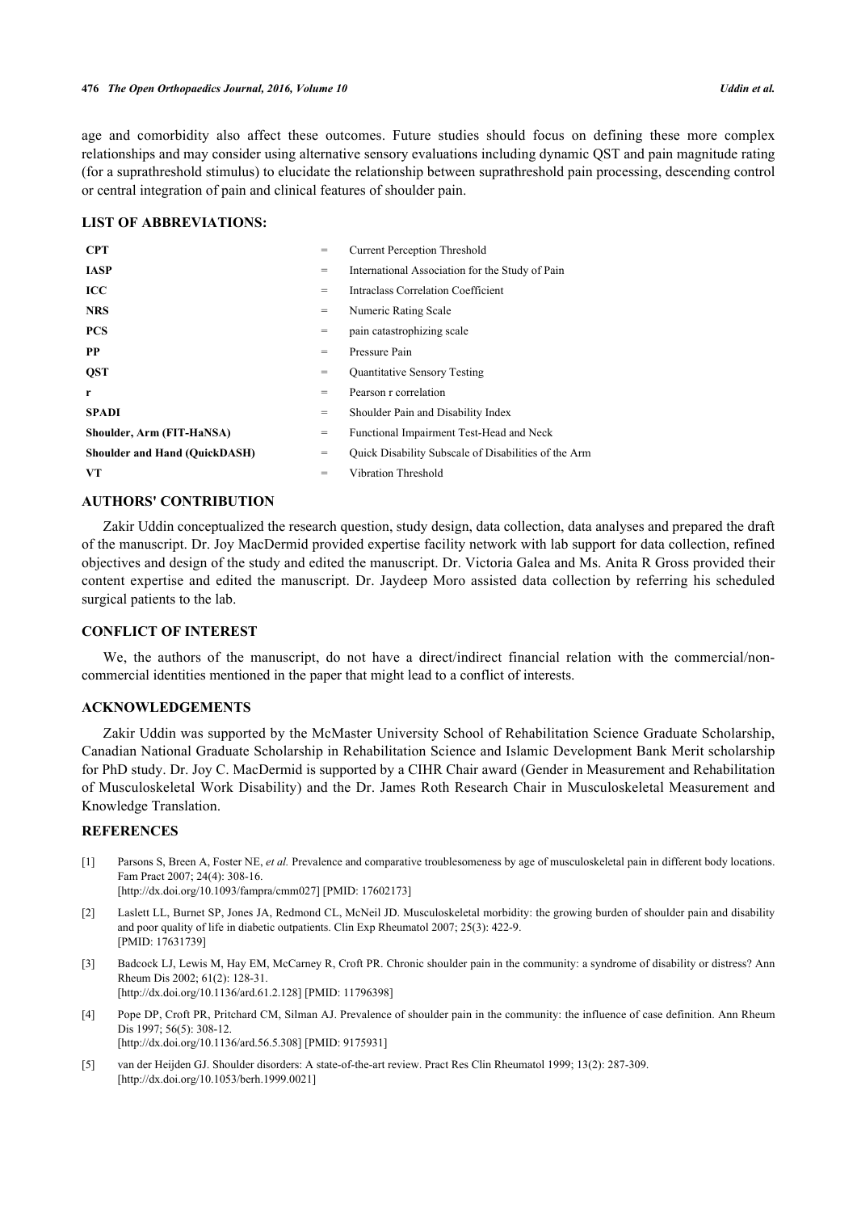age and comorbidity also affect these outcomes. Future studies should focus on defining these more complex relationships and may consider using alternative sensory evaluations including dynamic QST and pain magnitude rating (for a suprathreshold stimulus) to elucidate the relationship between suprathreshold pain processing, descending control or central integration of pain and clinical features of shoulder pain.

## LIST OF ABBREVIATIONS:

| | | |
|---|---|---|
| **CPT** | = | Current Perception Threshold |
| **IASP** | = | International Association for the Study of Pain |
| **ICC** | = | Intraclass Correlation Coefficient |
| **NRS** | = | Numeric Rating Scale |
| **PCS** | = | pain catastrophizing scale |
| **PP** | = | Pressure Pain |
| **QST** | = | Quantitative Sensory Testing |
| **r** | = | Pearson r correlation |
| **SPADI** | = | Shoulder Pain and Disability Index |
| **Shoulder, Arm (FIT-HaNSA)** | = | Functional Impairment Test-Head and Neck |
| **Shoulder and Hand (QuickDASH)** | = | Quick Disability Subscale of Disabilities of the Arm |
| **VT** | = | Vibration Threshold |

## AUTHORS' CONTRIBUTION

Zakir Uddin conceptualized the research question, study design, data collection, data analyses and prepared the draft of the manuscript. Dr. Joy MacDermid provided expertise facility network with lab support for data collection, refined objectives and design of the study and edited the manuscript. Dr. Victoria Galea and Ms. Anita R Gross provided their content expertise and edited the manuscript. Dr. Jaydeep Moro assisted data collection by referring his scheduled surgical patients to the lab.

## CONFLICT OF INTEREST

We, the authors of the manuscript, do not have a direct/indirect financial relation with the commercial/non-commercial identities mentioned in the paper that might lead to a conflict of interests.

## ACKNOWLEDGEMENTS

Zakir Uddin was supported by the McMaster University School of Rehabilitation Science Graduate Scholarship, Canadian National Graduate Scholarship in Rehabilitation Science and Islamic Development Bank Merit scholarship for PhD study. Dr. Joy C. MacDermid is supported by a CIHR Chair award (Gender in Measurement and Rehabilitation of Musculoskeletal Work Disability) and the Dr. James Roth Research Chair in Musculoskeletal Measurement and Knowledge Translation.

## REFERENCES

[1] Parsons S, Breen A, Foster NE, *et al.* Prevalence and comparative troublesomeness by age of musculoskeletal pain in different body locations. Fam Pract 2007; 24(4): 308-16.
[http://dx.doi.org/10.1093/fampra/cmm027] [PMID: 17602173]

[2] Laslett LL, Burnet SP, Jones JA, Redmond CL, McNeil JD. Musculoskeletal morbidity: the growing burden of shoulder pain and disability and poor quality of life in diabetic outpatients. Clin Exp Rheumatol 2007; 25(3): 422-9.
[PMID: 17631739]

[3] Badcock LJ, Lewis M, Hay EM, McCarney R, Croft PR. Chronic shoulder pain in the community: a syndrome of disability or distress? Ann Rheum Dis 2002; 61(2): 128-31.
[http://dx.doi.org/10.1136/ard.61.2.128] [PMID: 11796398]

[4] Pope DP, Croft PR, Pritchard CM, Silman AJ. Prevalence of shoulder pain in the community: the influence of case definition. Ann Rheum Dis 1997; 56(5): 308-12.
[http://dx.doi.org/10.1136/ard.56.5.308] [PMID: 9175931]

[5] van der Heijden GJ. Shoulder disorders: A state-of-the-art review. Pract Res Clin Rheumatol 1999; 13(2): 287-309.
[http://dx.doi.org/10.1053/berh.1999.0021]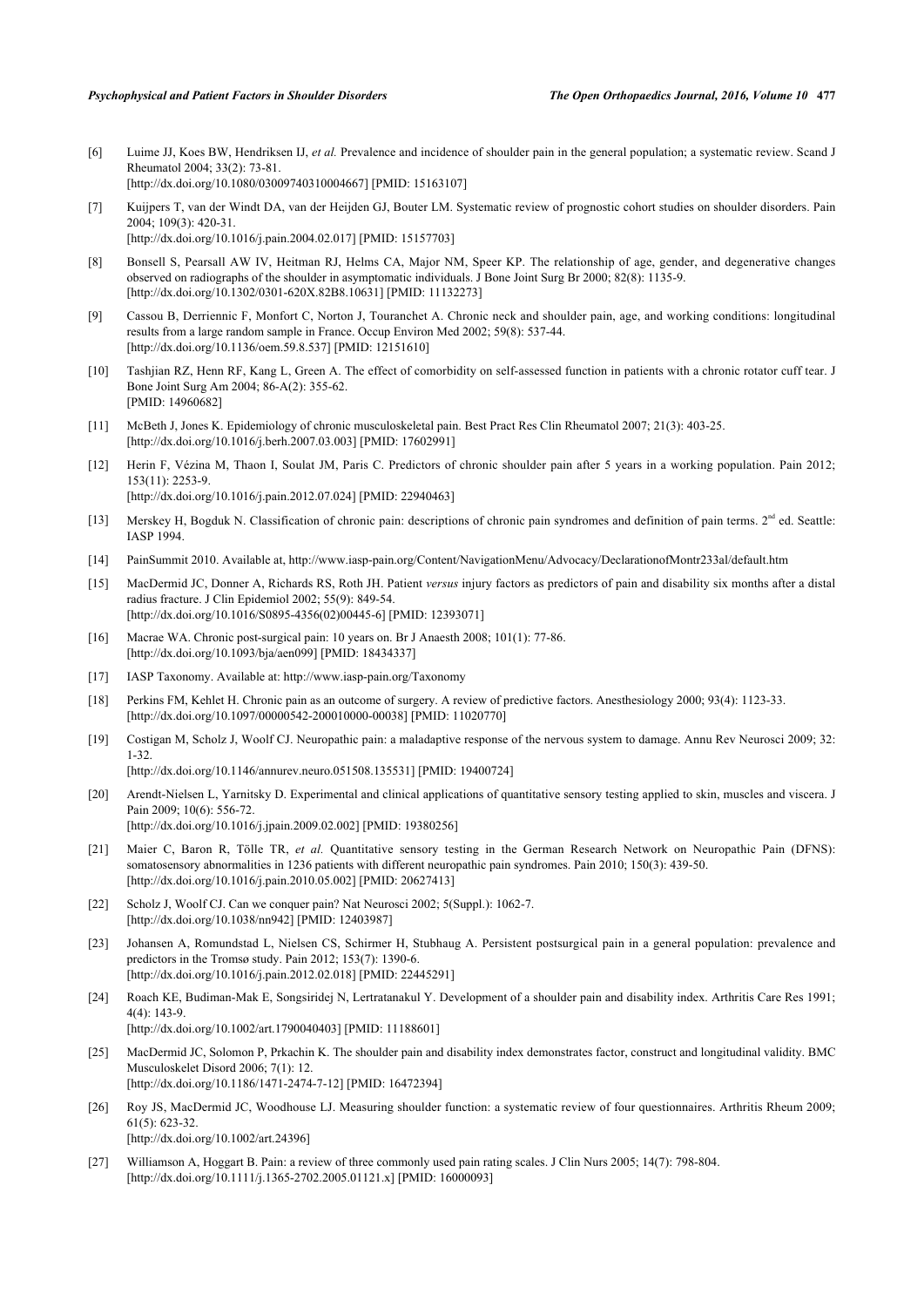[6] Luime JJ, Koes BW, Hendriksen IJ, *et al.* Prevalence and incidence of shoulder pain in the general population; a systematic review. Scand J Rheumatol 2004; 33(2): 73-81.
[http://dx.doi.org/10.1080/03009740310004667] [PMID: 15163107]

[7] Kuijpers T, van der Windt DA, van der Heijden GJ, Bouter LM. Systematic review of prognostic cohort studies on shoulder disorders. Pain 2004; 109(3): 420-31.
[http://dx.doi.org/10.1016/j.pain.2004.02.017] [PMID: 15157703]

[8] Bonsell S, Pearsall AW IV, Heitman RJ, Helms CA, Major NM, Speer KP. The relationship of age, gender, and degenerative changes observed on radiographs of the shoulder in asymptomatic individuals. J Bone Joint Surg Br 2000; 82(8): 1135-9.
[http://dx.doi.org/10.1302/0301-620X.82B8.10631] [PMID: 11132273]

[9] Cassou B, Derriennic F, Monfort C, Norton J, Touranchet A. Chronic neck and shoulder pain, age, and working conditions: longitudinal results from a large random sample in France. Occup Environ Med 2002; 59(8): 537-44.
[http://dx.doi.org/10.1136/oem.59.8.537] [PMID: 12151610]

[10] Tashjian RZ, Henn RF, Kang L, Green A. The effect of comorbidity on self-assessed function in patients with a chronic rotator cuff tear. J Bone Joint Surg Am 2004; 86-A(2): 355-62.
[PMID: 14960682]

[11] McBeth J, Jones K. Epidemiology of chronic musculoskeletal pain. Best Pract Res Clin Rheumatol 2007; 21(3): 403-25.
[http://dx.doi.org/10.1016/j.berh.2007.03.003] [PMID: 17602991]

[12] Herin F, Vézina M, Thaon I, Soulat JM, Paris C. Predictors of chronic shoulder pain after 5 years in a working population. Pain 2012; 153(11): 2253-9.
[http://dx.doi.org/10.1016/j.pain.2012.07.024] [PMID: 22940463]

[13] Merskey H, Bogduk N. Classification of chronic pain: descriptions of chronic pain syndromes and definition of pain terms. 2nd ed. Seattle: IASP 1994.

[14] PainSummit 2010. Available at, http://www.iasp-pain.org/Content/NavigationMenu/Advocacy/DeclarationofMontr233al/default.htm

[15] MacDermid JC, Donner A, Richards RS, Roth JH. Patient *versus* injury factors as predictors of pain and disability six months after a distal radius fracture. J Clin Epidemiol 2002; 55(9): 849-54.
[http://dx.doi.org/10.1016/S0895-4356(02)00445-6] [PMID: 12393071]

[16] Macrae WA. Chronic post-surgical pain: 10 years on. Br J Anaesth 2008; 101(1): 77-86.
[http://dx.doi.org/10.1093/bja/aen099] [PMID: 18434337]

[17] IASP Taxonomy. Available at: http://www.iasp-pain.org/Taxonomy

[18] Perkins FM, Kehlet H. Chronic pain as an outcome of surgery. A review of predictive factors. Anesthesiology 2000; 93(4): 1123-33.
[http://dx.doi.org/10.1097/00000542-200010000-00038] [PMID: 11020770]

[19] Costigan M, Scholz J, Woolf CJ. Neuropathic pain: a maladaptive response of the nervous system to damage. Annu Rev Neurosci 2009; 32: 1-32.
[http://dx.doi.org/10.1146/annurev.neuro.051508.135531] [PMID: 19400724]

[20] Arendt-Nielsen L, Yarnitsky D. Experimental and clinical applications of quantitative sensory testing applied to skin, muscles and viscera. J Pain 2009; 10(6): 556-72.
[http://dx.doi.org/10.1016/j.jpain.2009.02.002] [PMID: 19380256]

[21] Maier C, Baron R, Tölle TR, *et al.* Quantitative sensory testing in the German Research Network on Neuropathic Pain (DFNS): somatosensory abnormalities in 1236 patients with different neuropathic pain syndromes. Pain 2010; 150(3): 439-50.
[http://dx.doi.org/10.1016/j.pain.2010.05.002] [PMID: 20627413]

[22] Scholz J, Woolf CJ. Can we conquer pain? Nat Neurosci 2002; 5(Suppl.): 1062-7.
[http://dx.doi.org/10.1038/nn942] [PMID: 12403987]

[23] Johansen A, Romundstad L, Nielsen CS, Schirmer H, Stubhaug A. Persistent postsurgical pain in a general population: prevalence and predictors in the Tromsø study. Pain 2012; 153(7): 1390-6.
[http://dx.doi.org/10.1016/j.pain.2012.02.018] [PMID: 22445291]

[24] Roach KE, Budiman-Mak E, Songsiridej N, Lertratanakul Y. Development of a shoulder pain and disability index. Arthritis Care Res 1991; 4(4): 143-9.
[http://dx.doi.org/10.1002/art.1790040403] [PMID: 11188601]

[25] MacDermid JC, Solomon P, Prkachin K. The shoulder pain and disability index demonstrates factor, construct and longitudinal validity. BMC Musculoskelet Disord 2006; 7(1): 12.
[http://dx.doi.org/10.1186/1471-2474-7-12] [PMID: 16472394]

[26] Roy JS, MacDermid JC, Woodhouse LJ. Measuring shoulder function: a systematic review of four questionnaires. Arthritis Rheum 2009; 61(5): 623-32.
[http://dx.doi.org/10.1002/art.24396]

[27] Williamson A, Hoggart B. Pain: a review of three commonly used pain rating scales. J Clin Nurs 2005; 14(7): 798-804.
[http://dx.doi.org/10.1111/j.1365-2702.2005.01121.x] [PMID: 16000093]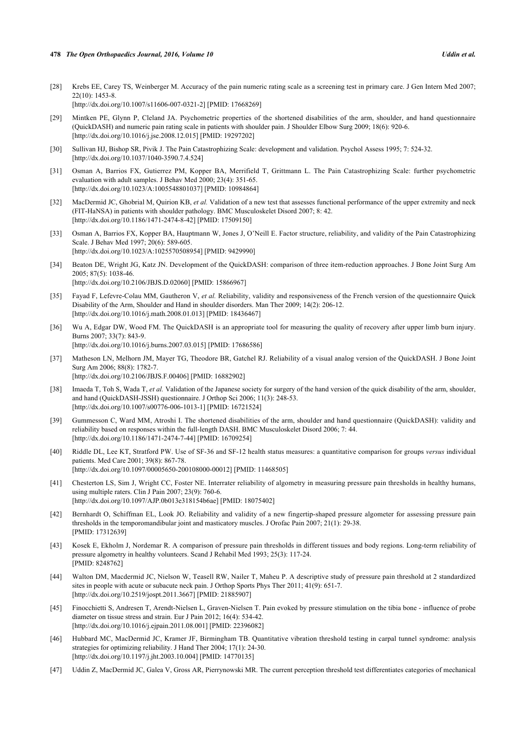[28] Krebs EE, Carey TS, Weinberger M. Accuracy of the pain numeric rating scale as a screening test in primary care. J Gen Intern Med 2007; 22(10): 1453-8.
[http://dx.doi.org/10.1007/s11606-007-0321-2] [PMID: 17668269]

[29] Mintken PE, Glynn P, Cleland JA. Psychometric properties of the shortened disabilities of the arm, shoulder, and hand questionnaire (QuickDASH) and numeric pain rating scale in patients with shoulder pain. J Shoulder Elbow Surg 2009; 18(6): 920-6.
[http://dx.doi.org/10.1016/j.jse.2008.12.015] [PMID: 19297202]

[30] Sullivan HJ, Bishop SR, Pivik J. The Pain Catastrophizing Scale: development and validation. Psychol Assess 1995; 7: 524-32.
[http://dx.doi.org/10.1037/1040-3590.7.4.524]

[31] Osman A, Barrios FX, Gutierrez PM, Kopper BA, Merrifield T, Grittmann L. The Pain Catastrophizing Scale: further psychometric evaluation with adult samples. J Behav Med 2000; 23(4): 351-65.
[http://dx.doi.org/10.1023/A:1005548801037] [PMID: 10984864]

[32] MacDermid JC, Ghobrial M, Quirion KB, *et al.* Validation of a new test that assesses functional performance of the upper extremity and neck (FIT-HaNSA) in patients with shoulder pathology. BMC Musculoskelet Disord 2007; 8: 42.
[http://dx.doi.org/10.1186/1471-2474-8-42] [PMID: 17509150]

[33] Osman A, Barrios FX, Kopper BA, Hauptmann W, Jones J, O'Neill E. Factor structure, reliability, and validity of the Pain Catastrophizing Scale. J Behav Med 1997; 20(6): 589-605.
[http://dx.doi.org/10.1023/A:1025570508954] [PMID: 9429990]

[34] Beaton DE, Wright JG, Katz JN. Development of the QuickDASH: comparison of three item-reduction approaches. J Bone Joint Surg Am 2005; 87(5): 1038-46.
[http://dx.doi.org/10.2106/JBJS.D.02060] [PMID: 15866967]

[35] Fayad F, Lefevre-Colau MM, Gautheron V, *et al.* Reliability, validity and responsiveness of the French version of the questionnaire Quick Disability of the Arm, Shoulder and Hand in shoulder disorders. Man Ther 2009; 14(2): 206-12.
[http://dx.doi.org/10.1016/j.math.2008.01.013] [PMID: 18436467]

[36] Wu A, Edgar DW, Wood FM. The QuickDASH is an appropriate tool for measuring the quality of recovery after upper limb burn injury. Burns 2007; 33(7): 843-9.
[http://dx.doi.org/10.1016/j.burns.2007.03.015] [PMID: 17686586]

[37] Matheson LN, Melhorn JM, Mayer TG, Theodore BR, Gatchel RJ. Reliability of a visual analog version of the QuickDASH. J Bone Joint Surg Am 2006; 88(8): 1782-7.
[http://dx.doi.org/10.2106/JBJS.F.00406] [PMID: 16882902]

[38] Imaeda T, Toh S, Wada T, *et al.* Validation of the Japanese society for surgery of the hand version of the quick disability of the arm, shoulder, and hand (QuickDASH-JSSH) questionnaire. J Orthop Sci 2006; 11(3): 248-53.
[http://dx.doi.org/10.1007/s00776-006-1013-1] [PMID: 16721524]

[39] Gummesson C, Ward MM, Atroshi I. The shortened disabilities of the arm, shoulder and hand questionnaire (QuickDASH): validity and reliability based on responses within the full-length DASH. BMC Musculoskelet Disord 2006; 7: 44.
[http://dx.doi.org/10.1186/1471-2474-7-44] [PMID: 16709254]

[40] Riddle DL, Lee KT, Stratford PW. Use of SF-36 and SF-12 health status measures: a quantitative comparison for groups *versus* individual patients. Med Care 2001; 39(8): 867-78.
[http://dx.doi.org/10.1097/00005650-200108000-00012] [PMID: 11468505]

[41] Chesterton LS, Sim J, Wright CC, Foster NE. Interrater reliability of algometry in measuring pressure pain thresholds in healthy humans, using multiple raters. Clin J Pain 2007; 23(9): 760-6.
[http://dx.doi.org/10.1097/AJP.0b013e318154b6ae] [PMID: 18075402]

[42] Bernhardt O, Schiffman EL, Look JO. Reliability and validity of a new fingertip-shaped pressure algometer for assessing pressure pain thresholds in the temporomandibular joint and masticatory muscles. J Orofac Pain 2007; 21(1): 29-38.
[PMID: 17312639]

[43] Kosek E, Ekholm J, Nordemar R. A comparison of pressure pain thresholds in different tissues and body regions. Long-term reliability of pressure algometry in healthy volunteers. Scand J Rehabil Med 1993; 25(3): 117-24.
[PMID: 8248762]

[44] Walton DM, Macdermid JC, Nielson W, Teasell RW, Nailer T, Maheu P. A descriptive study of pressure pain threshold at 2 standardized sites in people with acute or subacute neck pain. J Orthop Sports Phys Ther 2011; 41(9): 651-7.
[http://dx.doi.org/10.2519/jospt.2011.3667] [PMID: 21885907]

[45] Finocchietti S, Andresen T, Arendt-Nielsen L, Graven-Nielsen T. Pain evoked by pressure stimulation on the tibia bone - influence of probe diameter on tissue stress and strain. Eur J Pain 2012; 16(4): 534-42.
[http://dx.doi.org/10.1016/j.ejpain.2011.08.001] [PMID: 22396082]

[46] Hubbard MC, MacDermid JC, Kramer JF, Birmingham TB. Quantitative vibration threshold testing in carpal tunnel syndrome: analysis strategies for optimizing reliability. J Hand Ther 2004; 17(1): 24-30.
[http://dx.doi.org/10.1197/j.jht.2003.10.004] [PMID: 14770135]

[47] Uddin Z, MacDermid JC, Galea V, Gross AR, Pierrynowski MR. The current perception threshold test differentiates categories of mechanical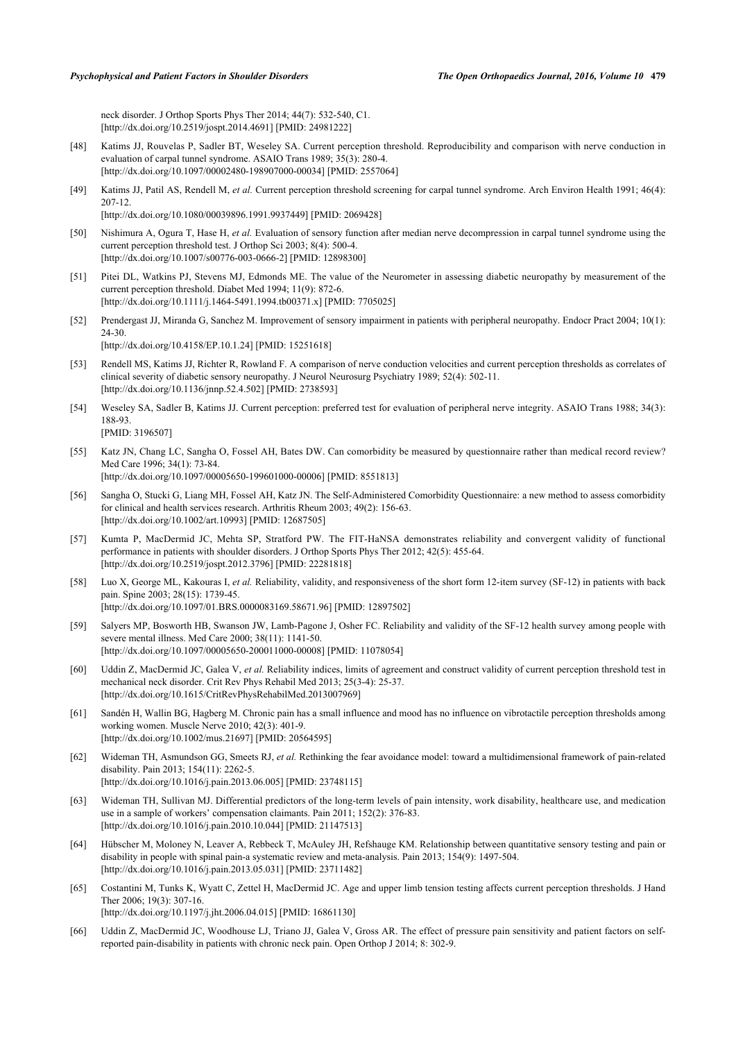neck disorder. J Orthop Sports Phys Ther 2014; 44(7): 532-540, C1.
[http://dx.doi.org/10.2519/jospt.2014.4691] [PMID: 24981222]

[48] Katims JJ, Rouvelas P, Sadler BT, Weseley SA. Current perception threshold. Reproducibility and comparison with nerve conduction in evaluation of carpal tunnel syndrome. ASAIO Trans 1989; 35(3): 280-4.
[http://dx.doi.org/10.1097/00002480-198907000-00034] [PMID: 2557064]

[49] Katims JJ, Patil AS, Rendell M, *et al.* Current perception threshold screening for carpal tunnel syndrome. Arch Environ Health 1991; 46(4): 207-12.
[http://dx.doi.org/10.1080/00039896.1991.9937449] [PMID: 2069428]

[50] Nishimura A, Ogura T, Hase H, *et al.* Evaluation of sensory function after median nerve decompression in carpal tunnel syndrome using the current perception threshold test. J Orthop Sci 2003; 8(4): 500-4.
[http://dx.doi.org/10.1007/s00776-003-0666-2] [PMID: 12898300]

[51] Pitei DL, Watkins PJ, Stevens MJ, Edmonds ME. The value of the Neurometer in assessing diabetic neuropathy by measurement of the current perception threshold. Diabet Med 1994; 11(9): 872-6.
[http://dx.doi.org/10.1111/j.1464-5491.1994.tb00371.x] [PMID: 7705025]

[52] Prendergast JJ, Miranda G, Sanchez M. Improvement of sensory impairment in patients with peripheral neuropathy. Endocr Pract 2004; 10(1): 24-30.
[http://dx.doi.org/10.4158/EP.10.1.24] [PMID: 15251618]

[53] Rendell MS, Katims JJ, Richter R, Rowland F. A comparison of nerve conduction velocities and current perception thresholds as correlates of clinical severity of diabetic sensory neuropathy. J Neurol Neurosurg Psychiatry 1989; 52(4): 502-11.
[http://dx.doi.org/10.1136/jnnp.52.4.502] [PMID: 2738593]

[54] Weseley SA, Sadler B, Katims JJ. Current perception: preferred test for evaluation of peripheral nerve integrity. ASAIO Trans 1988; 34(3): 188-93.
[PMID: 3196507]

[55] Katz JN, Chang LC, Sangha O, Fossel AH, Bates DW. Can comorbidity be measured by questionnaire rather than medical record review? Med Care 1996; 34(1): 73-84.
[http://dx.doi.org/10.1097/00005650-199601000-00006] [PMID: 8551813]

[56] Sangha O, Stucki G, Liang MH, Fossel AH, Katz JN. The Self-Administered Comorbidity Questionnaire: a new method to assess comorbidity for clinical and health services research. Arthritis Rheum 2003; 49(2): 156-63.
[http://dx.doi.org/10.1002/art.10993] [PMID: 12687505]

[57] Kumta P, MacDermid JC, Mehta SP, Stratford PW. The FIT-HaNSA demonstrates reliability and convergent validity of functional performance in patients with shoulder disorders. J Orthop Sports Phys Ther 2012; 42(5): 455-64.
[http://dx.doi.org/10.2519/jospt.2012.3796] [PMID: 22281818]

[58] Luo X, George ML, Kakouras I, *et al.* Reliability, validity, and responsiveness of the short form 12-item survey (SF-12) in patients with back pain. Spine 2003; 28(15): 1739-45.
[http://dx.doi.org/10.1097/01.BRS.0000083169.58671.96] [PMID: 12897502]

[59] Salyers MP, Bosworth HB, Swanson JW, Lamb-Pagone J, Osher FC. Reliability and validity of the SF-12 health survey among people with severe mental illness. Med Care 2000; 38(11): 1141-50.
[http://dx.doi.org/10.1097/00005650-200011000-00008] [PMID: 11078054]

[60] Uddin Z, MacDermid JC, Galea V, *et al.* Reliability indices, limits of agreement and construct validity of current perception threshold test in mechanical neck disorder. Crit Rev Phys Rehabil Med 2013; 25(3-4): 25-37.
[http://dx.doi.org/10.1615/CritRevPhysRehabilMed.2013007969]

[61] Sandén H, Wallin BG, Hagberg M. Chronic pain has a small influence and mood has no influence on vibrotactile perception thresholds among working women. Muscle Nerve 2010; 42(3): 401-9.
[http://dx.doi.org/10.1002/mus.21697] [PMID: 20564595]

[62] Wideman TH, Asmundson GG, Smeets RJ, *et al.* Rethinking the fear avoidance model: toward a multidimensional framework of pain-related disability. Pain 2013; 154(11): 2262-5.
[http://dx.doi.org/10.1016/j.pain.2013.06.005] [PMID: 23748115]

[63] Wideman TH, Sullivan MJ. Differential predictors of the long-term levels of pain intensity, work disability, healthcare use, and medication use in a sample of workers' compensation claimants. Pain 2011; 152(2): 376-83.
[http://dx.doi.org/10.1016/j.pain.2010.10.044] [PMID: 21147513]

[64] Hübscher M, Moloney N, Leaver A, Rebbeck T, McAuley JH, Refshauge KM. Relationship between quantitative sensory testing and pain or disability in people with spinal pain-a systematic review and meta-analysis. Pain 2013; 154(9): 1497-504.
[http://dx.doi.org/10.1016/j.pain.2013.05.031] [PMID: 23711482]

[65] Costantini M, Tunks K, Wyatt C, Zettel H, MacDermid JC. Age and upper limb tension testing affects current perception thresholds. J Hand Ther 2006; 19(3): 307-16.
[http://dx.doi.org/10.1197/j.jht.2006.04.015] [PMID: 16861130]

[66] Uddin Z, MacDermid JC, Woodhouse LJ, Triano JJ, Galea V, Gross AR. The effect of pressure pain sensitivity and patient factors on self-reported pain-disability in patients with chronic neck pain. Open Orthop J 2014; 8: 302-9.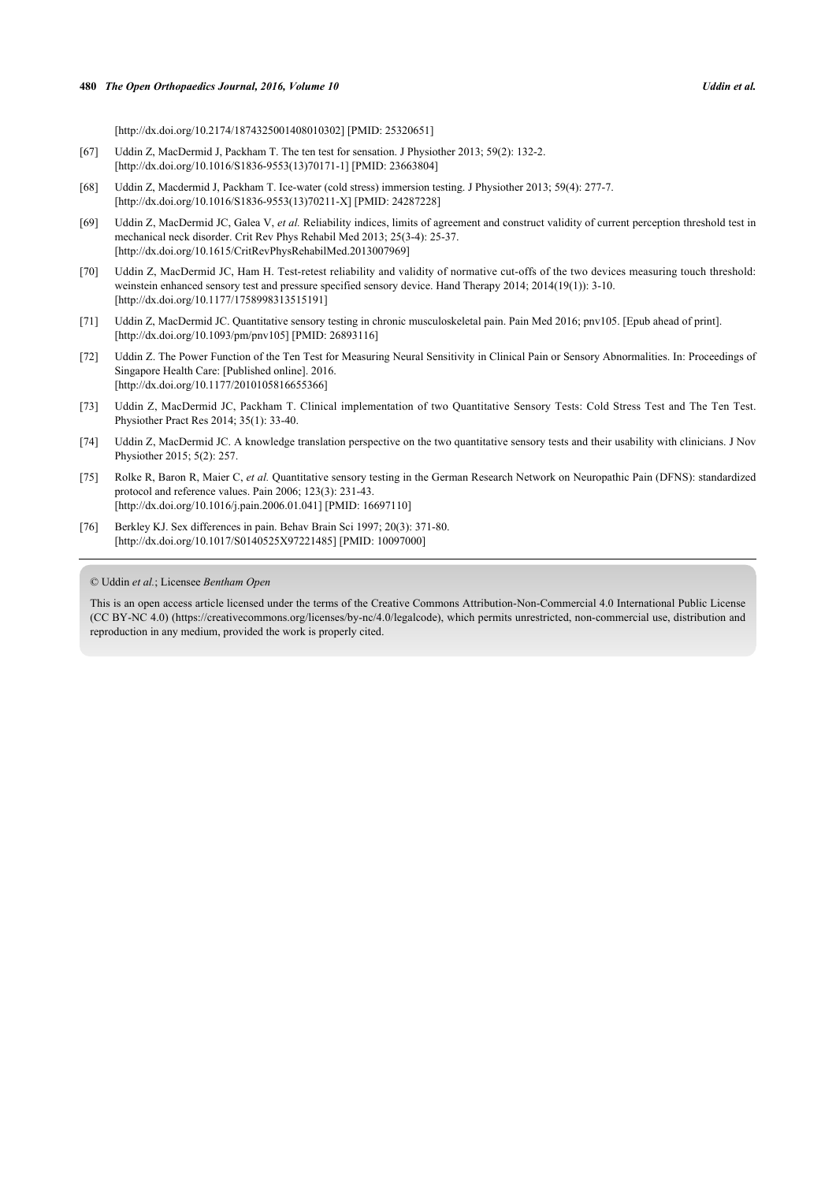[http://dx.doi.org/10.2174/1874325001408010302] [PMID: 25320651]

[67] Uddin Z, MacDermid J, Packham T. The ten test for sensation. J Physiother 2013; 59(2): 132-2. [http://dx.doi.org/10.1016/S1836-9553(13)70171-1] [PMID: 23663804]

[68] Uddin Z, Macdermid J, Packham T. Ice-water (cold stress) immersion testing. J Physiother 2013; 59(4): 277-7. [http://dx.doi.org/10.1016/S1836-9553(13)70211-X] [PMID: 24287228]

[69] Uddin Z, MacDermid JC, Galea V, *et al.* Reliability indices, limits of agreement and construct validity of current perception threshold test in mechanical neck disorder. Crit Rev Phys Rehabil Med 2013; 25(3-4): 25-37. [http://dx.doi.org/10.1615/CritRevPhysRehabilMed.2013007969]

[70] Uddin Z, MacDermid JC, Ham H. Test-retest reliability and validity of normative cut-offs of the two devices measuring touch threshold: weinstein enhanced sensory test and pressure specified sensory device. Hand Therapy 2014; 2014(19(1)): 3-10. [http://dx.doi.org/10.1177/1758998313515191]

[71] Uddin Z, MacDermid JC. Quantitative sensory testing in chronic musculoskeletal pain. Pain Med 2016; pnv105. [Epub ahead of print]. [http://dx.doi.org/10.1093/pm/pnv105] [PMID: 26893116]

[72] Uddin Z. The Power Function of the Ten Test for Measuring Neural Sensitivity in Clinical Pain or Sensory Abnormalities. In: Proceedings of Singapore Health Care: [Published online]. 2016. [http://dx.doi.org/10.1177/2010105816655366]

[73] Uddin Z, MacDermid JC, Packham T. Clinical implementation of two Quantitative Sensory Tests: Cold Stress Test and The Ten Test. Physiother Pract Res 2014; 35(1): 33-40.

[74] Uddin Z, MacDermid JC. A knowledge translation perspective on the two quantitative sensory tests and their usability with clinicians. J Nov Physiother 2015; 5(2): 257.

[75] Rolke R, Baron R, Maier C, *et al.* Quantitative sensory testing in the German Research Network on Neuropathic Pain (DFNS): standardized protocol and reference values. Pain 2006; 123(3): 231-43. [http://dx.doi.org/10.1016/j.pain.2006.01.041] [PMID: 16697110]

[76] Berkley KJ. Sex differences in pain. Behav Brain Sci 1997; 20(3): 371-80. [http://dx.doi.org/10.1017/S0140525X97221485] [PMID: 10097000]

---

© Uddin *et al.*; Licensee *Bentham Open*

This is an open access article licensed under the terms of the Creative Commons Attribution-Non-Commercial 4.0 International Public License (CC BY-NC 4.0) (https://creativecommons.org/licenses/by-nc/4.0/legalcode), which permits unrestricted, non-commercial use, distribution and reproduction in any medium, provided the work is properly cited.